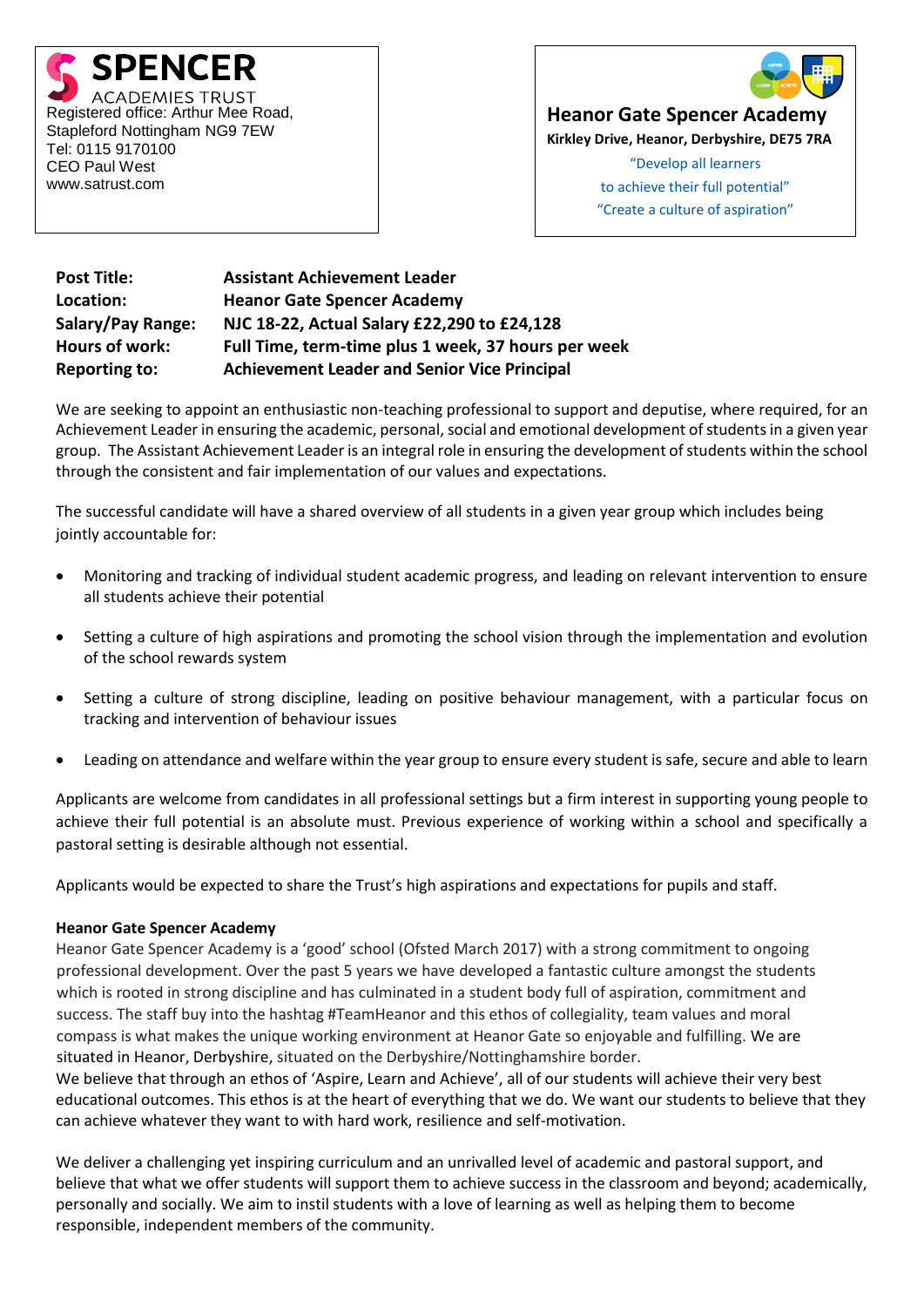**SPENCER**
ACADEMIES TRUST

Registered office: Arthur Mee Road, Stapleford Nottingham NG9 7EW
Tel: 0115 9170100
CEO Paul West
www.satrust.com

**Heanor Gate Spencer Academy**
**Kirkley Drive, Heanor, Derbyshire, DE75 7RA**

"Develop all learners to achieve their full potential"
"Create a culture of aspiration"

| | |
|---|---|
| **Post Title:** | **Assistant Achievement Leader** |
| **Location:** | **Heanor Gate Spencer Academy** |
| **Salary/Pay Range:** | **NJC 18-22, Actual Salary £22,290 to £24,128** |
| **Hours of work:** | **Full Time, term-time plus 1 week, 37 hours per week** |
| **Reporting to:** | **Achievement Leader and Senior Vice Principal** |

We are seeking to appoint an enthusiastic non-teaching professional to support and deputise, where required, for an Achievement Leader in ensuring the academic, personal, social and emotional development of students in a given year group. The Assistant Achievement Leader is an integral role in ensuring the development of students within the school through the consistent and fair implementation of our values and expectations.

The successful candidate will have a shared overview of all students in a given year group which includes being jointly accountable for:

- Monitoring and tracking of individual student academic progress, and leading on relevant intervention to ensure all students achieve their potential
- Setting a culture of high aspirations and promoting the school vision through the implementation and evolution of the school rewards system
- Setting a culture of strong discipline, leading on positive behaviour management, with a particular focus on tracking and intervention of behaviour issues
- Leading on attendance and welfare within the year group to ensure every student is safe, secure and able to learn

Applicants are welcome from candidates in all professional settings but a firm interest in supporting young people to achieve their full potential is an absolute must. Previous experience of working within a school and specifically a pastoral setting is desirable although not essential.

Applicants would be expected to share the Trust's high aspirations and expectations for pupils and staff.

**Heanor Gate Spencer Academy**

Heanor Gate Spencer Academy is a 'good' school (Ofsted March 2017) with a strong commitment to ongoing professional development. Over the past 5 years we have developed a fantastic culture amongst the students which is rooted in strong discipline and has culminated in a student body full of aspiration, commitment and success. The staff buy into the hashtag #TeamHeanor and this ethos of collegiality, team values and moral compass is what makes the unique working environment at Heanor Gate so enjoyable and fulfilling. We are situated in Heanor, Derbyshire, situated on the Derbyshire/Nottinghamshire border.

We believe that through an ethos of 'Aspire, Learn and Achieve', all of our students will achieve their very best educational outcomes. This ethos is at the heart of everything that we do. We want our students to believe that they can achieve whatever they want to with hard work, resilience and self-motivation.

We deliver a challenging yet inspiring curriculum and an unrivalled level of academic and pastoral support, and believe that what we offer students will support them to achieve success in the classroom and beyond; academically, personally and socially. We aim to instil students with a love of learning as well as helping them to become responsible, independent members of the community.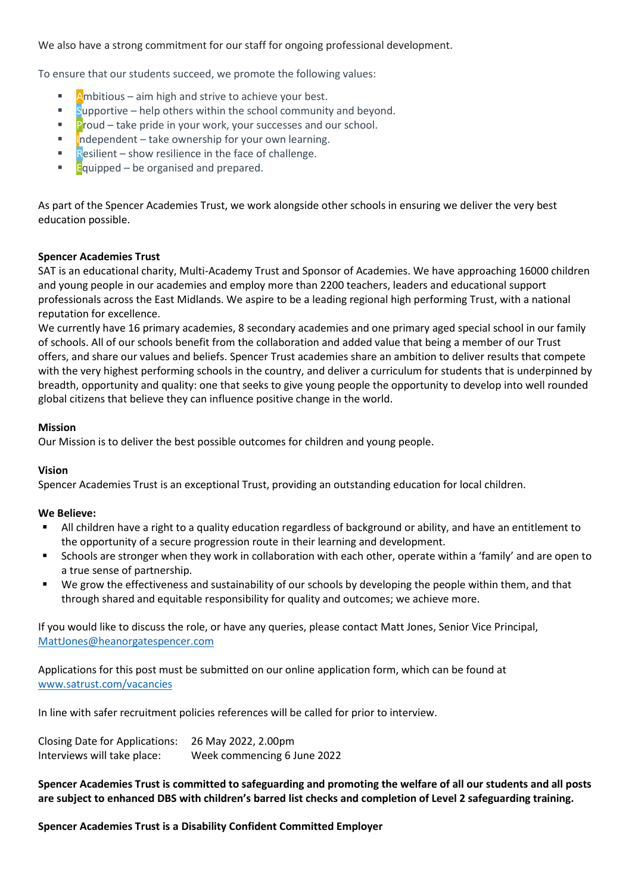We also have a strong commitment for our staff for ongoing professional development.

To ensure that our students succeed, we promote the following values:

- Ambitious – aim high and strive to achieve your best.
- Supportive – help others within the school community and beyond.
- Proud – take pride in your work, your successes and our school.
- Independent – take ownership for your own learning.
- Resilient – show resilience in the face of challenge.
- Equipped – be organised and prepared.

As part of the Spencer Academies Trust, we work alongside other schools in ensuring we deliver the very best education possible.

**Spencer Academies Trust**

SAT is an educational charity, Multi-Academy Trust and Sponsor of Academies. We have approaching 16000 children and young people in our academies and employ more than 2200 teachers, leaders and educational support professionals across the East Midlands. We aspire to be a leading regional high performing Trust, with a national reputation for excellence.

We currently have 16 primary academies, 8 secondary academies and one primary aged special school in our family of schools. All of our schools benefit from the collaboration and added value that being a member of our Trust offers, and share our values and beliefs. Spencer Trust academies share an ambition to deliver results that compete with the very highest performing schools in the country, and deliver a curriculum for students that is underpinned by breadth, opportunity and quality: one that seeks to give young people the opportunity to develop into well rounded global citizens that believe they can influence positive change in the world.

**Mission**

Our Mission is to deliver the best possible outcomes for children and young people.

**Vision**

Spencer Academies Trust is an exceptional Trust, providing an outstanding education for local children.

**We Believe:**

- All children have a right to a quality education regardless of background or ability, and have an entitlement to the opportunity of a secure progression route in their learning and development.
- Schools are stronger when they work in collaboration with each other, operate within a 'family' and are open to a true sense of partnership.
- We grow the effectiveness and sustainability of our schools by developing the people within them, and that through shared and equitable responsibility for quality and outcomes; we achieve more.

If you would like to discuss the role, or have any queries, please contact Matt Jones, Senior Vice Principal, MattJones@heanorgatespencer.com

Applications for this post must be submitted on our online application form, which can be found at www.satrust.com/vacancies

In line with safer recruitment policies references will be called for prior to interview.

Closing Date for Applications: 26 May 2022, 2.00pm
Interviews will take place: Week commencing 6 June 2022

**Spencer Academies Trust is committed to safeguarding and promoting the welfare of all our students and all posts are subject to enhanced DBS with children's barred list checks and completion of Level 2 safeguarding training.**

**Spencer Academies Trust is a Disability Confident Committed Employer**